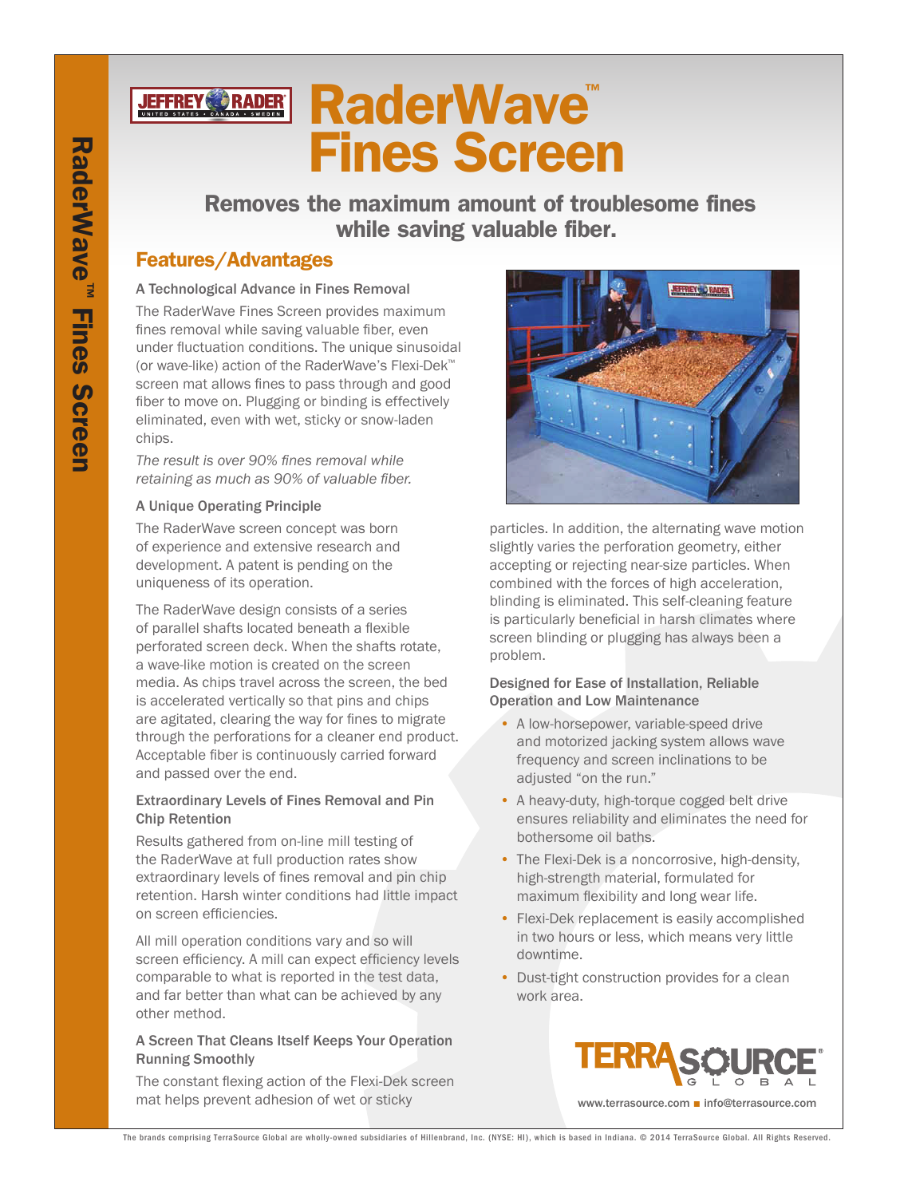# RaderWave™ Fines Screen

## Removes the maximum amount of troublesome fines while saving valuable fiber.

## Features/Advantages

### A Technological Advance in Fines Removal

The RaderWave Fines Screen provides maximum fines removal while saving valuable fiber, even under fluctuation conditions. The unique sinusoidal (or wave-like) action of the RaderWave's Flexi-Dek™ screen mat allows fines to pass through and good fiber to move on. Plugging or binding is effectively eliminated, even with wet, sticky or snow-laden chips.

*The result is over 90% fines removal while retaining as much as 90% of valuable fiber.*

### A Unique Operating Principle

The RaderWave screen concept was born of experience and extensive research and development. A patent is pending on the uniqueness of its operation.

The RaderWave design consists of a series of parallel shafts located beneath a flexible perforated screen deck. When the shafts rotate, a wave-like motion is created on the screen media. As chips travel across the screen, the bed is accelerated vertically so that pins and chips are agitated, clearing the way for fines to migrate through the perforations for a cleaner end product. Acceptable fiber is continuously carried forward and passed over the end.

### Extraordinary Levels of Fines Removal and Pin Chip Retention

Results gathered from on-line mill testing of the RaderWave at full production rates show extraordinary levels of fines removal and pin chip retention. Harsh winter conditions had little impact on screen efficiencies.

All mill operation conditions vary and so will screen efficiency. A mill can expect efficiency levels comparable to what is reported in the test data, and far better than what can be achieved by any other method.

### A Screen That Cleans Itself Keeps Your Operation Running Smoothly

The constant flexing action of the Flexi-Dek screen mat helps prevent adhesion of wet or sticky particles. In addition, the alternating wave motion slightly varies the perforation geometry, either accepting or rejecting near-size particles. When combined with the forces of high acceleration, blinding is eliminated. This self-cleaning feature is particularly beneficial in harsh climates where screen blinding or plugging has always been a problem.

### Designed for Ease of Installation, Reliable Operation and Low Maintenance

- A low-horsepower, variable-speed drive and motorized jacking system allows wave frequency and screen inclinations to be adjusted "on the run."
- A heavy-duty, high-torque cogged belt drive ensures reliability and eliminates the need for bothersome oil baths.
- The Flexi-Dek is a noncorrosive, high-density, high-strength material, formulated for maximum flexibility and long wear life.
- Flexi-Dek replacement is easily accomplished in two hours or less, which means very little downtime.
- Dust-tight construction provides for a clean work area.

www.terrasource.com ■ info@terrasource.com

The brands comprising TerraSource Global are wholly-owned subsidiaries of Hillenbrand, Inc. (NYSE: HI), which is based in Indiana. © 2014 TerraSource Global. All Rights Reserved.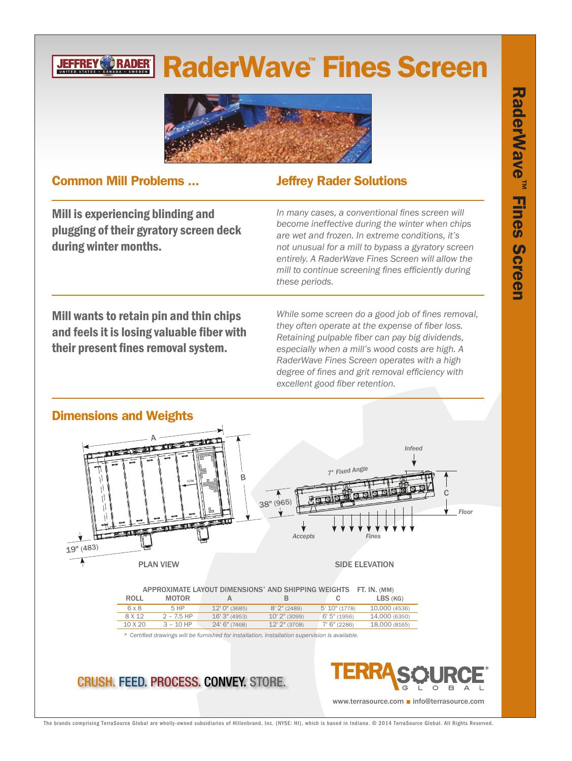# RaderWave™ Fines Screen

JEFFREY RADER

## Common Mill Problems ...

## Jeffrey Rader Solutions

**Mill is experiencing blinding and plugging of their gyratory screen deck during winter months.**

*In many cases, a conventional fines screen will become ineffective during the winter when chips are wet and frozen. In extreme conditions, it's not unusual for a mill to bypass a gyratory screen entirely. A RaderWave Fines Screen will allow the mill to continue screening fines efficiently during these periods.*

**Mill wants to retain pin and thin chips and feels it is losing valuable fiber with their present fines removal system.**

*While some screen do a good job of fines removal, they often operate at the expense of fiber loss. Retaining pulpable fiber can pay big dividends, especially when a mill's wood costs are high. A RaderWave Fines Screen operates with a high degree of fines and grit removal efficiency with excellent good fiber retention.*

## Dimensions and Weights

A

B

FLOW

19" (483)

PLAN VIEW

Infeed

7° Fixed Angle

38" (965)

C

Floor

Accepts

Fines

SIDE ELEVATION

APPROXIMATE LAYOUT DIMENSIONS* AND SHIPPING WEIGHTS FT. IN. (MM)

| ROLL | MOTOR | A | B | C | LBS (KG) |
|---|---|---|---|---|---|
| 6 x 8 | 5 HP | 12' 0" (3685) | 8' 2" (2489) | 5' 10" (1778) | 10,000 (4536) |
| 8 X 12 | 2 – 7.5 HP | 16' 3" (4953) | 10' 2" (3099) | 6' 5" (1956) | 14,000 (6350) |
| 10 X 20 | 3 – 10 HP | 24' 6" (7468) | 12' 2" (3708) | 7' 6" (2286) | 18,000 (8165) |

*\* Certified drawings will be furnished for installation. Installation supervision is available.*

CRUSH. FEED. PROCESS. CONVEY. STORE.

TERRASOURCE GLOBAL

www.terrasource.com ■ info@terrasource.com

The brands comprising TerraSource Global are wholly-owned subsidiaries of Hillenbrand, Inc. (NYSE: HI), which is based in Indiana. © 2014 TerraSource Global. All Rights Reserved.